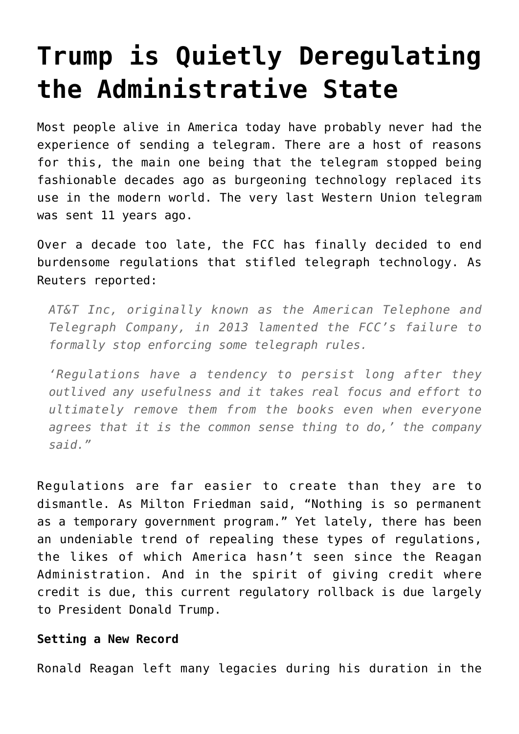# Trump is Quietly Deregulating the Administrative State

Most people alive in America today have probably never had the experience of sending a telegram. There are a host of reasons for this, the main one being that the telegram stopped being fashionable decades ago as burgeoning technology replaced its use in the modern world. The very last Western Union telegram was sent 11 years ago.

Over a decade too late, the FCC has finally decided to end burdensome regulations that stifled telegraph technology. As Reuters reported:

> *AT&T Inc, originally known as the American Telephone and Telegraph Company, in 2013 lamented the FCC's failure to formally stop enforcing some telegraph rules.*
>
> *'Regulations have a tendency to persist long after they outlived any usefulness and it takes real focus and effort to ultimately remove them from the books even when everyone agrees that it is the common sense thing to do,' the company said."*

Regulations are far easier to create than they are to dismantle. As Milton Friedman said, "Nothing is so permanent as a temporary government program." Yet lately, there has been an undeniable trend of repealing these types of regulations, the likes of which America hasn't seen since the Reagan Administration. And in the spirit of giving credit where credit is due, this current regulatory rollback is due largely to President Donald Trump.

**Setting a New Record**

Ronald Reagan left many legacies during his duration in the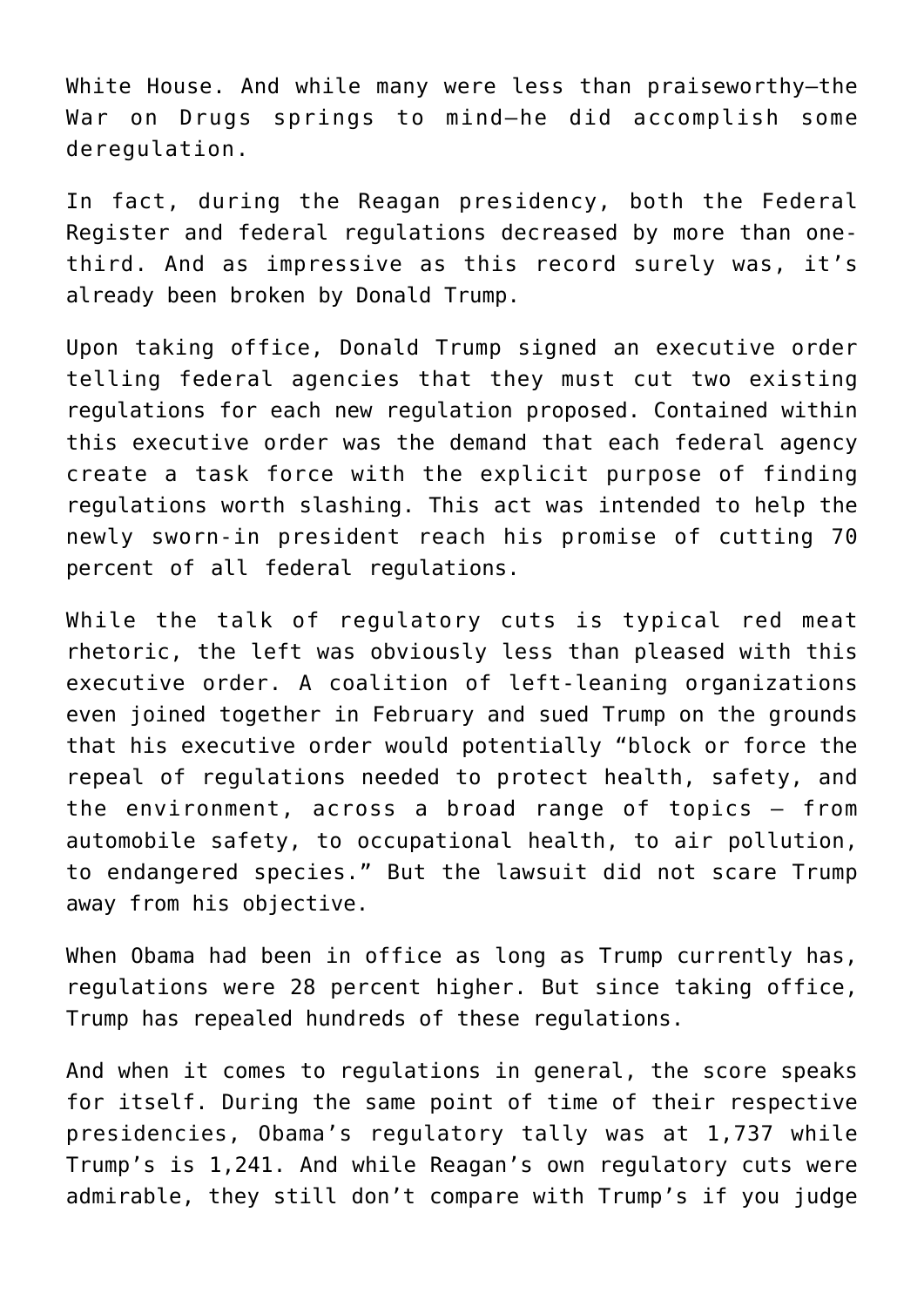White House. And while many were less than praiseworthy—the War on Drugs springs to mind—he did accomplish some deregulation.

In fact, during the Reagan presidency, both the Federal Register and federal regulations decreased by more than one-third. And as impressive as this record surely was, it's already been broken by Donald Trump.

Upon taking office, Donald Trump signed an executive order telling federal agencies that they must cut two existing regulations for each new regulation proposed. Contained within this executive order was the demand that each federal agency create a task force with the explicit purpose of finding regulations worth slashing. This act was intended to help the newly sworn-in president reach his promise of cutting 70 percent of all federal regulations.

While the talk of regulatory cuts is typical red meat rhetoric, the left was obviously less than pleased with this executive order. A coalition of left-leaning organizations even joined together in February and sued Trump on the grounds that his executive order would potentially "block or force the repeal of regulations needed to protect health, safety, and the environment, across a broad range of topics — from automobile safety, to occupational health, to air pollution, to endangered species." But the lawsuit did not scare Trump away from his objective.

When Obama had been in office as long as Trump currently has, regulations were 28 percent higher. But since taking office, Trump has repealed hundreds of these regulations.

And when it comes to regulations in general, the score speaks for itself. During the same point of time of their respective presidencies, Obama's regulatory tally was at 1,737 while Trump's is 1,241. And while Reagan's own regulatory cuts were admirable, they still don't compare with Trump's if you judge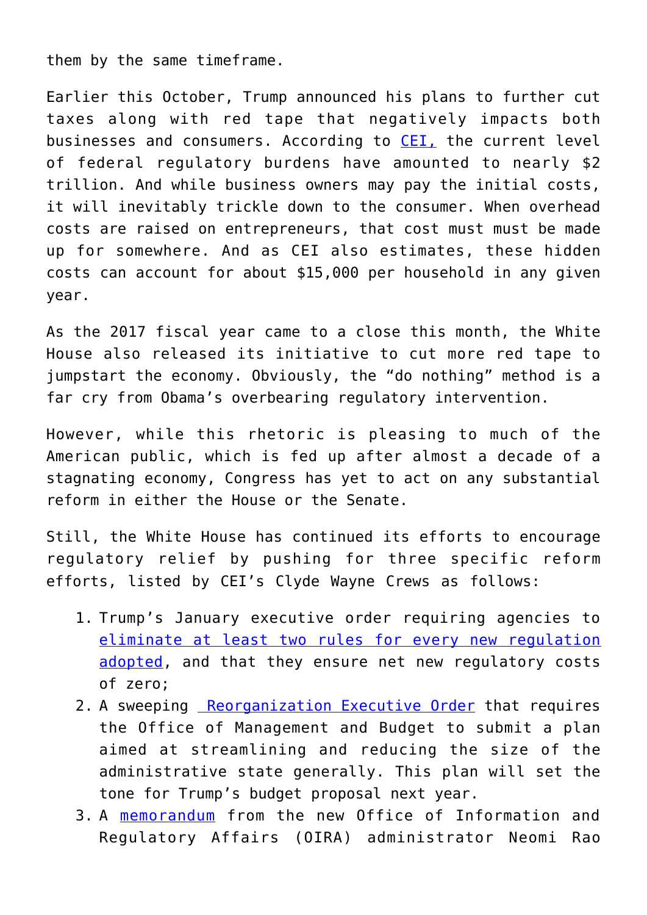them by the same timeframe.

Earlier this October, Trump announced his plans to further cut taxes along with red tape that negatively impacts both businesses and consumers. According to CEI, the current level of federal regulatory burdens have amounted to nearly $2 trillion. And while business owners may pay the initial costs, it will inevitably trickle down to the consumer. When overhead costs are raised on entrepreneurs, that cost must must be made up for somewhere. And as CEI also estimates, these hidden costs can account for about $15,000 per household in any given year.

As the 2017 fiscal year came to a close this month, the White House also released its initiative to cut more red tape to jumpstart the economy. Obviously, the "do nothing" method is a far cry from Obama's overbearing regulatory intervention.

However, while this rhetoric is pleasing to much of the American public, which is fed up after almost a decade of a stagnating economy, Congress has yet to act on any substantial reform in either the House or the Senate.

Still, the White House has continued its efforts to encourage regulatory relief by pushing for three specific reform efforts, listed by CEI's Clyde Wayne Crews as follows:

1. Trump's January executive order requiring agencies to eliminate at least two rules for every new regulation adopted, and that they ensure net new regulatory costs of zero;
2. A sweeping Reorganization Executive Order that requires the Office of Management and Budget to submit a plan aimed at streamlining and reducing the size of the administrative state generally. This plan will set the tone for Trump's budget proposal next year.
3. A memorandum from the new Office of Information and Regulatory Affairs (OIRA) administrator Neomi Rao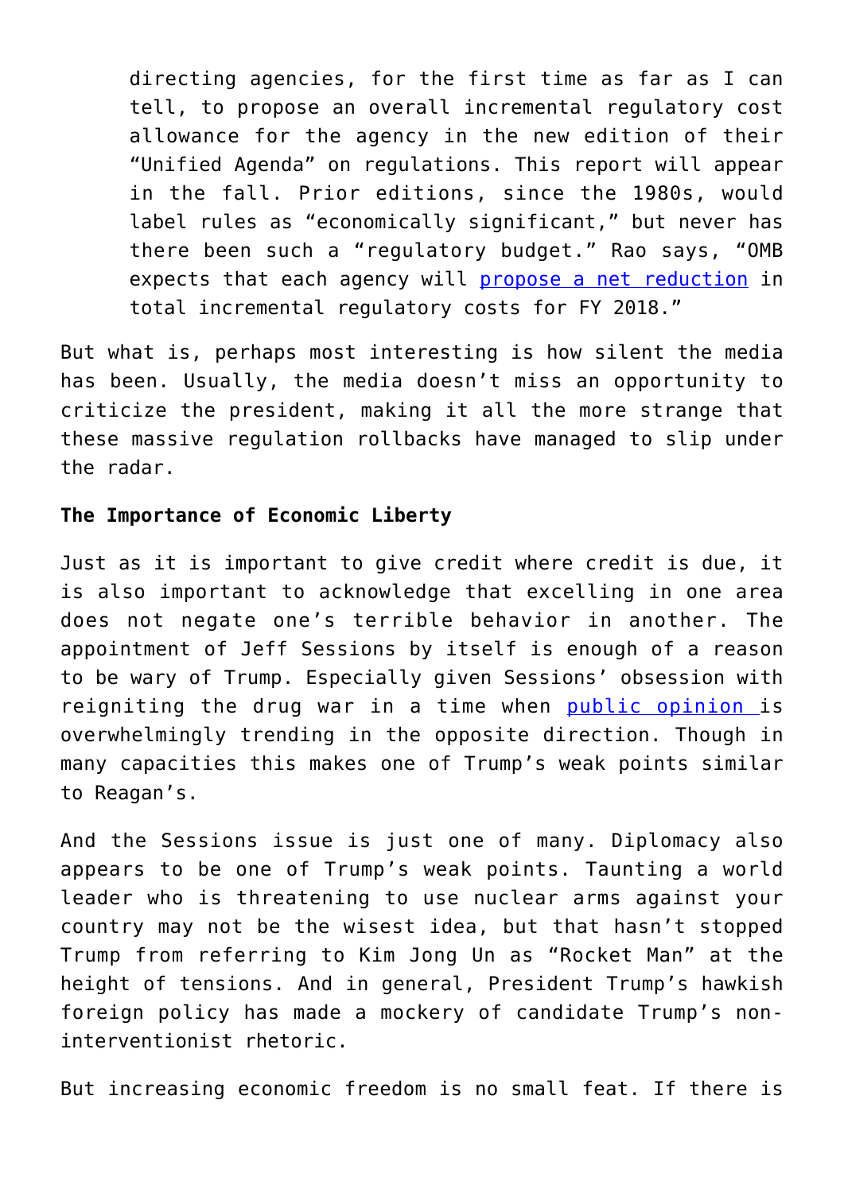> directing agencies, for the first time as far as I can tell, to propose an overall incremental regulatory cost allowance for the agency in the new edition of their "Unified Agenda" on regulations. This report will appear in the fall. Prior editions, since the 1980s, would label rules as "economically significant," but never has there been such a "regulatory budget." Rao says, "OMB expects that each agency will propose a net reduction in total incremental regulatory costs for FY 2018."

But what is, perhaps most interesting is how silent the media has been. Usually, the media doesn't miss an opportunity to criticize the president, making it all the more strange that these massive regulation rollbacks have managed to slip under the radar.

**The Importance of Economic Liberty**

Just as it is important to give credit where credit is due, it is also important to acknowledge that excelling in one area does not negate one's terrible behavior in another. The appointment of Jeff Sessions by itself is enough of a reason to be wary of Trump. Especially given Sessions' obsession with reigniting the drug war in a time when public opinion is overwhelmingly trending in the opposite direction. Though in many capacities this makes one of Trump's weak points similar to Reagan's.

And the Sessions issue is just one of many. Diplomacy also appears to be one of Trump's weak points. Taunting a world leader who is threatening to use nuclear arms against your country may not be the wisest idea, but that hasn't stopped Trump from referring to Kim Jong Un as "Rocket Man" at the height of tensions. And in general, President Trump's hawkish foreign policy has made a mockery of candidate Trump's non-interventionist rhetoric.

But increasing economic freedom is no small feat. If there is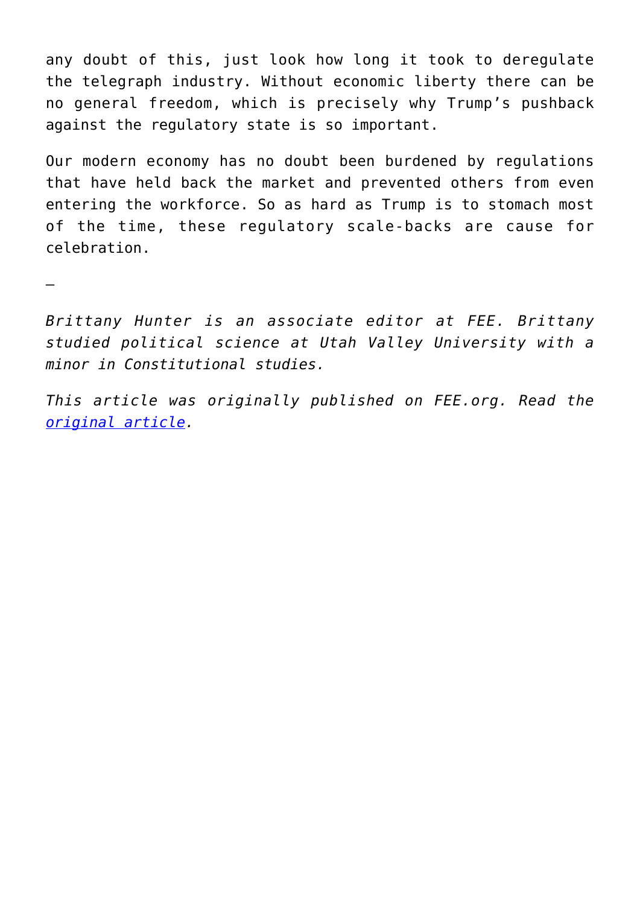any doubt of this, just look how long it took to deregulate the telegraph industry. Without economic liberty there can be no general freedom, which is precisely why Trump's pushback against the regulatory state is so important.

Our modern economy has no doubt been burdened by regulations that have held back the market and prevented others from even entering the workforce. So as hard as Trump is to stomach most of the time, these regulatory scale-backs are cause for celebration.

—

*Brittany Hunter is an associate editor at FEE. Brittany studied political science at Utah Valley University with a minor in Constitutional studies.*

*This article was originally published on FEE.org. Read the [original article](original article).*